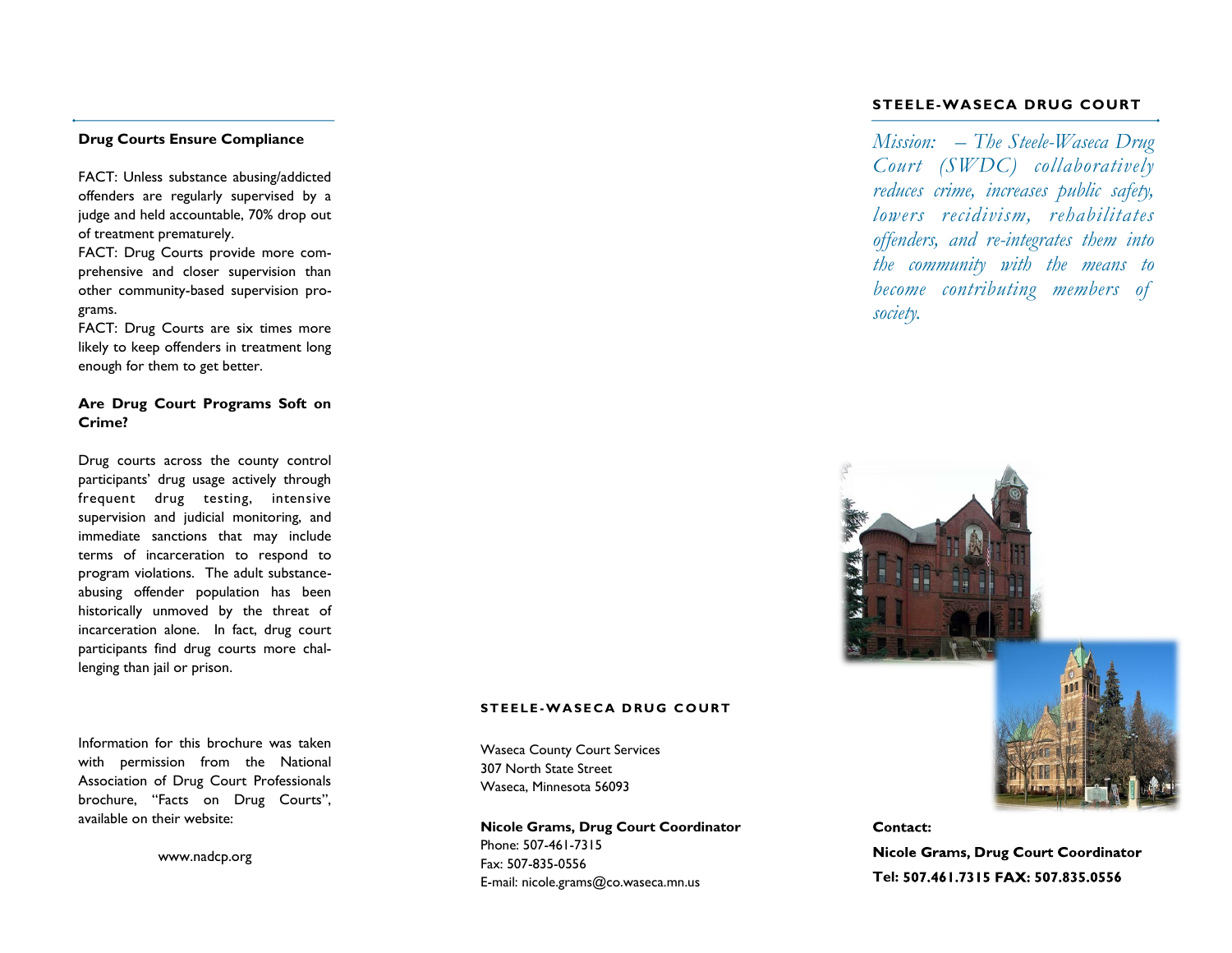### Drug Courts Ensure Compliance

FACT: Unless substance abusing/addicted offenders are regularly supervised by a judge and held accountable, 70% drop out of treatment prematurely.

FACT: Drug Courts provide more comprehensive and closer supervision than other community-based supervision programs.

FACT: Drug Courts are six times more likely to keep offenders in treatment long enough for them to get better.

### Are Drug Court Programs Soft on Crime?

Drug courts across the county control participants' drug usage actively through frequent drug testing, intensive supervision and judicial monitoring, and immediate sanctions that may include terms of incarceration to respond to program violations. The adult substance-abusing offender population has been historically unmoved by the threat of incarceration alone. In fact, drug court participants find drug courts more challenging than jail or prison.

Information for this brochure was taken with permission from the National Association of Drug Court Professionals brochure, "Facts on Drug Courts", available on their website:

www.nadcp.org

## STEELE-WASECA DRUG COURT

Waseca County Court Services
307 North State Street
Waseca, Minnesota 56093

**Nicole Grams, Drug Court Coordinator**
Phone: 507-461-7315
Fax: 507-835-0556
E-mail: nicole.grams@co.waseca.mn.us

## STEELE-WASECA DRUG COURT

*Mission: – The Steele-Waseca Drug Court (SWDC) collaboratively reduces crime, increases public safety, lowers recidivism, rehabilitates offenders, and re-integrates them into the community with the means to become contributing members of society.*

**Contact:**

**Nicole Grams, Drug Court Coordinator**

**Tel: 507.461.7315 FAX: 507.835.0556**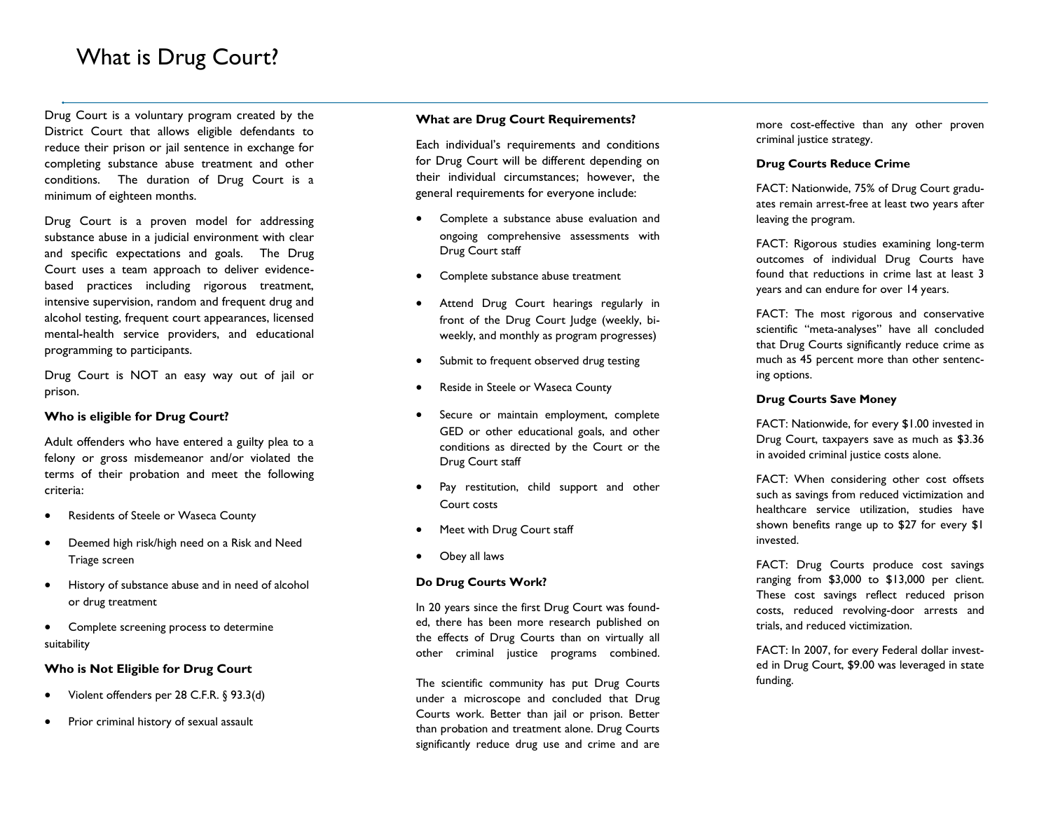# What is Drug Court?

Drug Court is a voluntary program created by the District Court that allows eligible defendants to reduce their prison or jail sentence in exchange for completing substance abuse treatment and other conditions. The duration of Drug Court is a minimum of eighteen months.

Drug Court is a proven model for addressing substance abuse in a judicial environment with clear and specific expectations and goals. The Drug Court uses a team approach to deliver evidence-based practices including rigorous treatment, intensive supervision, random and frequent drug and alcohol testing, frequent court appearances, licensed mental-health service providers, and educational programming to participants.

Drug Court is NOT an easy way out of jail or prison.

**Who is eligible for Drug Court?**

Adult offenders who have entered a guilty plea to a felony or gross misdemeanor and/or violated the terms of their probation and meet the following criteria:

- Residents of Steele or Waseca County
- Deemed high risk/high need on a Risk and Need Triage screen
- History of substance abuse and in need of alcohol or drug treatment
- Complete screening process to determine suitability

**Who is Not Eligible for Drug Court**

- Violent offenders per 28 C.F.R. § 93.3(d)
- Prior criminal history of sexual assault

**What are Drug Court Requirements?**

Each individual's requirements and conditions for Drug Court will be different depending on their individual circumstances; however, the general requirements for everyone include:

- Complete a substance abuse evaluation and ongoing comprehensive assessments with Drug Court staff
- Complete substance abuse treatment
- Attend Drug Court hearings regularly in front of the Drug Court Judge (weekly, bi-weekly, and monthly as program progresses)
- Submit to frequent observed drug testing
- Reside in Steele or Waseca County
- Secure or maintain employment, complete GED or other educational goals, and other conditions as directed by the Court or the Drug Court staff
- Pay restitution, child support and other Court costs
- Meet with Drug Court staff
- Obey all laws

**Do Drug Courts Work?**

In 20 years since the first Drug Court was founded, there has been more research published on the effects of Drug Courts than on virtually all other criminal justice programs combined.

The scientific community has put Drug Courts under a microscope and concluded that Drug Courts work. Better than jail or prison. Better than probation and treatment alone. Drug Courts significantly reduce drug use and crime and are more cost-effective than any other proven criminal justice strategy.

**Drug Courts Reduce Crime**

FACT: Nationwide, 75% of Drug Court graduates remain arrest-free at least two years after leaving the program.

FACT: Rigorous studies examining long-term outcomes of individual Drug Courts have found that reductions in crime last at least 3 years and can endure for over 14 years.

FACT: The most rigorous and conservative scientific "meta-analyses" have all concluded that Drug Courts significantly reduce crime as much as 45 percent more than other sentencing options.

**Drug Courts Save Money**

FACT: Nationwide, for every $1.00 invested in Drug Court, taxpayers save as much as $3.36 in avoided criminal justice costs alone.

FACT: When considering other cost offsets such as savings from reduced victimization and healthcare service utilization, studies have shown benefits range up to $27 for every $1 invested.

FACT: Drug Courts produce cost savings ranging from $3,000 to $13,000 per client. These cost savings reflect reduced prison costs, reduced revolving-door arrests and trials, and reduced victimization.

FACT: In 2007, for every Federal dollar invested in Drug Court, $9.00 was leveraged in state funding.